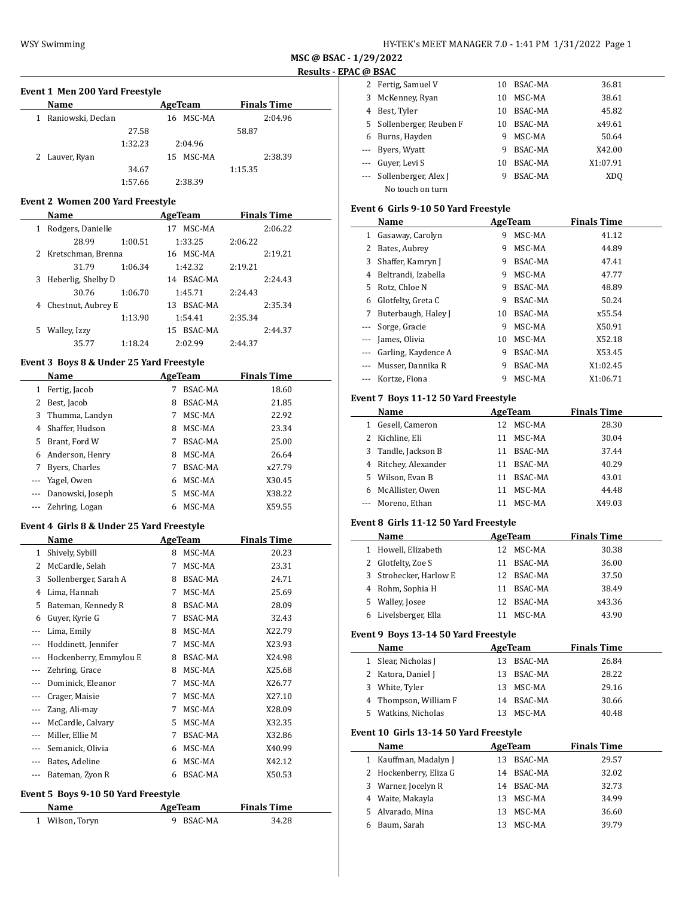**MSC @ BSAC - 1/29/2022**

**Results - EPAC @ BSAC**

### Event 1 Men 200 Yard Freestyle

| | Name | Age | Team | Finals Time |
|---|---|---|---|---|
| 1 | Raniowski, Declan | 16 | MSC-MA | 2:04.96 |
| | 27.58 | 58.87 | 1:32.23 | 2:04.96 |
| 2 | Lauver, Ryan | 15 | MSC-MA | 2:38.39 |
| | 34.67 | 1:15.35 | 1:57.66 | 2:38.39 |

### Event 2 Women 200 Yard Freestyle

| | Name | Age | Team | Finals Time |
|---|---|---|---|---|
| 1 | Rodgers, Danielle | 17 | MSC-MA | 2:06.22 |
| | 28.99 | 1:00.51 | 1:33.25 | 2:06.22 |
| 2 | Kretschman, Brenna | 16 | MSC-MA | 2:19.21 |
| | 31.79 | 1:06.34 | 1:42.32 | 2:19.21 |
| 3 | Heberlig, Shelby D | 14 | BSAC-MA | 2:24.43 |
| | 30.76 | 1:06.70 | 1:45.71 | 2:24.43 |
| 4 | Chestnut, Aubrey E | 13 | BSAC-MA | 2:35.34 |
| | | 1:13.90 | 1:54.41 | 2:35.34 |
| 5 | Walley, Izzy | 15 | BSAC-MA | 2:44.37 |
| | 35.77 | 1:18.24 | 2:02.99 | 2:44.37 |

### Event 3 Boys 8 & Under 25 Yard Freestyle

| | Name | Age | Team | Finals Time |
|---|---|---|---|---|
| 1 | Fertig, Jacob | 7 | BSAC-MA | 18.60 |
| 2 | Best, Jacob | 8 | BSAC-MA | 21.85 |
| 3 | Thumma, Landyn | 7 | MSC-MA | 22.92 |
| 4 | Shaffer, Hudson | 8 | MSC-MA | 23.34 |
| 5 | Brant, Ford W | 7 | BSAC-MA | 25.00 |
| 6 | Anderson, Henry | 8 | MSC-MA | 26.64 |
| 7 | Byers, Charles | 7 | BSAC-MA | x27.79 |
| --- | Yagel, Owen | 6 | MSC-MA | X30.45 |
| --- | Danowski, Joseph | 5 | MSC-MA | X38.22 |
| --- | Zehring, Logan | 6 | MSC-MA | X59.55 |

### Event 4 Girls 8 & Under 25 Yard Freestyle

| | Name | Age | Team | Finals Time |
|---|---|---|---|---|
| 1 | Shively, Sybill | 8 | MSC-MA | 20.23 |
| 2 | McCardle, Selah | 7 | MSC-MA | 23.31 |
| 3 | Sollenberger, Sarah A | 8 | BSAC-MA | 24.71 |
| 4 | Lima, Hannah | 7 | MSC-MA | 25.69 |
| 5 | Bateman, Kennedy R | 8 | BSAC-MA | 28.09 |
| 6 | Guyer, Kyrie G | 7 | BSAC-MA | 32.43 |
| --- | Lima, Emily | 8 | MSC-MA | X22.79 |
| --- | Hoddinett, Jennifer | 7 | MSC-MA | X23.93 |
| --- | Hockenberry, Emmylou E | 8 | BSAC-MA | X24.98 |
| --- | Zehring, Grace | 8 | MSC-MA | X25.68 |
| --- | Dominick, Eleanor | 7 | MSC-MA | X26.77 |
| --- | Crager, Maisie | 7 | MSC-MA | X27.10 |
| --- | Zang, Ali-may | 7 | MSC-MA | X28.09 |
| --- | McCardle, Calvary | 5 | MSC-MA | X32.35 |
| --- | Miller, Ellie M | 7 | BSAC-MA | X32.86 |
| --- | Semanick, Olivia | 6 | MSC-MA | X40.99 |
| --- | Bates, Adeline | 6 | MSC-MA | X42.12 |
| --- | Bateman, Zyon R | 6 | BSAC-MA | X50.53 |

### Event 5 Boys 9-10 50 Yard Freestyle

| | Name | Age | Team | Finals Time |
|---|---|---|---|---|
| 1 | Wilson, Toryn | 9 | BSAC-MA | 34.28 |
| 2 | Fertig, Samuel V | 10 | BSAC-MA | 36.81 |
| 3 | McKenney, Ryan | 10 | MSC-MA | 38.61 |
| 4 | Best, Tyler | 10 | BSAC-MA | 45.82 |
| 5 | Sollenberger, Reuben F | 10 | BSAC-MA | x49.61 |
| 6 | Burns, Hayden | 9 | MSC-MA | 50.64 |
| --- | Byers, Wyatt | 9 | BSAC-MA | X42.00 |
| --- | Guyer, Levi S | 10 | BSAC-MA | X1:07.91 |
| --- | Sollenberger, Alex J | 9 | BSAC-MA | XDQ |
| | No touch on turn | | | |

### Event 6 Girls 9-10 50 Yard Freestyle

| | Name | Age | Team | Finals Time |
|---|---|---|---|---|
| 1 | Gasaway, Carolyn | 9 | MSC-MA | 41.12 |
| 2 | Bates, Aubrey | 9 | MSC-MA | 44.89 |
| 3 | Shaffer, Kamryn J | 9 | BSAC-MA | 47.41 |
| 4 | Beltrandi, Izabella | 9 | MSC-MA | 47.77 |
| 5 | Rotz, Chloe N | 9 | BSAC-MA | 48.89 |
| 6 | Glotfelty, Greta C | 9 | BSAC-MA | 50.24 |
| 7 | Buterbaugh, Haley J | 10 | BSAC-MA | x55.54 |
| --- | Sorge, Gracie | 9 | MSC-MA | X50.91 |
| --- | James, Olivia | 10 | MSC-MA | X52.18 |
| --- | Garling, Kaydence A | 9 | BSAC-MA | X53.45 |
| --- | Musser, Dannika R | 9 | BSAC-MA | X1:02.45 |
| --- | Kortze, Fiona | 9 | MSC-MA | X1:06.71 |

### Event 7 Boys 11-12 50 Yard Freestyle

| | Name | Age | Team | Finals Time |
|---|---|---|---|---|
| 1 | Gesell, Cameron | 12 | MSC-MA | 28.30 |
| 2 | Kichline, Eli | 11 | MSC-MA | 30.04 |
| 3 | Tandle, Jackson B | 11 | BSAC-MA | 37.44 |
| 4 | Ritchey, Alexander | 11 | BSAC-MA | 40.29 |
| 5 | Wilson, Evan B | 11 | BSAC-MA | 43.01 |
| 6 | McAllister, Owen | 11 | MSC-MA | 44.48 |
| --- | Moreno, Ethan | 11 | MSC-MA | X49.03 |

### Event 8 Girls 11-12 50 Yard Freestyle

| | Name | Age | Team | Finals Time |
|---|---|---|---|---|
| 1 | Howell, Elizabeth | 12 | MSC-MA | 30.38 |
| 2 | Glotfelty, Zoe S | 11 | BSAC-MA | 36.00 |
| 3 | Strohecker, Harlow E | 12 | BSAC-MA | 37.50 |
| 4 | Rohm, Sophia H | 11 | BSAC-MA | 38.49 |
| 5 | Walley, Josee | 12 | BSAC-MA | x43.36 |
| 6 | Livelsberger, Ella | 11 | MSC-MA | 43.90 |

### Event 9 Boys 13-14 50 Yard Freestyle

| | Name | Age | Team | Finals Time |
|---|---|---|---|---|
| 1 | Slear, Nicholas J | 13 | BSAC-MA | 26.84 |
| 2 | Katora, Daniel J | 13 | BSAC-MA | 28.22 |
| 3 | White, Tyler | 13 | MSC-MA | 29.16 |
| 4 | Thompson, William F | 14 | BSAC-MA | 30.66 |
| 5 | Watkins, Nicholas | 13 | MSC-MA | 40.48 |

### Event 10 Girls 13-14 50 Yard Freestyle

| | Name | Age | Team | Finals Time |
|---|---|---|---|---|
| 1 | Kauffman, Madalyn J | 13 | BSAC-MA | 29.57 |
| 2 | Hockenberry, Eliza G | 14 | BSAC-MA | 32.02 |
| 3 | Warner, Jocelyn R | 14 | BSAC-MA | 32.73 |
| 4 | Waite, Makayla | 13 | MSC-MA | 34.99 |
| 5 | Alvarado, Mina | 13 | MSC-MA | 36.60 |
| 6 | Baum, Sarah | 13 | MSC-MA | 39.79 |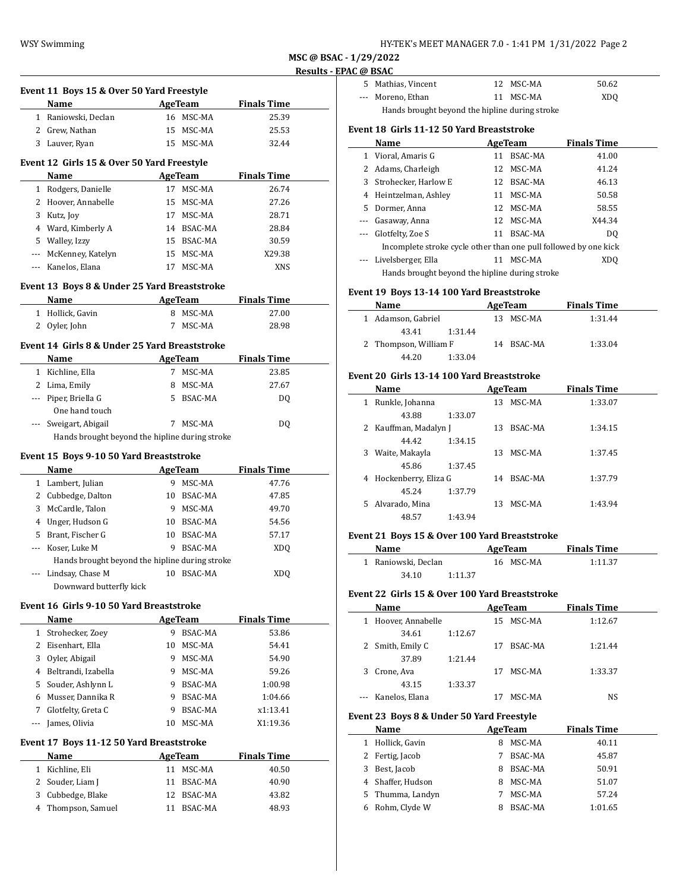MSC @ BSAC - 1/29/2022

Results - EPAC @ BSAC

### Event 11 Boys 15 & Over 50 Yard Freestyle

| | Name | Age | Team | Finals Time |
|---|---|---|---|---|
| 1 | Raniowski, Declan | 16 | MSC-MA | 25.39 |
| 2 | Grew, Nathan | 15 | MSC-MA | 25.53 |
| 3 | Lauver, Ryan | 15 | MSC-MA | 32.44 |

### Event 12 Girls 15 & Over 50 Yard Freestyle

| | Name | Age | Team | Finals Time |
|---|---|---|---|---|
| 1 | Rodgers, Danielle | 17 | MSC-MA | 26.74 |
| 2 | Hoover, Annabelle | 15 | MSC-MA | 27.26 |
| 3 | Kutz, Joy | 17 | MSC-MA | 28.71 |
| 4 | Ward, Kimberly A | 14 | BSAC-MA | 28.84 |
| 5 | Walley, Izzy | 15 | BSAC-MA | 30.59 |
| --- | McKenney, Katelyn | 15 | MSC-MA | X29.38 |
| --- | Kanelos, Elana | 17 | MSC-MA | XNS |

### Event 13 Boys 8 & Under 25 Yard Breaststroke

| | Name | Age | Team | Finals Time |
|---|---|---|---|---|
| 1 | Hollick, Gavin | 8 | MSC-MA | 27.00 |
| 2 | Oyler, John | 7 | MSC-MA | 28.98 |

### Event 14 Girls 8 & Under 25 Yard Breaststroke

| | Name | Age | Team | Finals Time |
|---|---|---|---|---|
| 1 | Kichline, Ella | 7 | MSC-MA | 23.85 |
| 2 | Lima, Emily | 8 | MSC-MA | 27.67 |
| --- | Piper, Briella G | 5 | BSAC-MA | DQ |
| | One hand touch | | | |
| --- | Sweigart, Abigail | 7 | MSC-MA | DQ |
| | Hands brought beyond the hipline during stroke | | | |

### Event 15 Boys 9-10 50 Yard Breaststroke

| | Name | Age | Team | Finals Time |
|---|---|---|---|---|
| 1 | Lambert, Julian | 9 | MSC-MA | 47.76 |
| 2 | Cubbedge, Dalton | 10 | BSAC-MA | 47.85 |
| 3 | McCardle, Talon | 9 | MSC-MA | 49.70 |
| 4 | Unger, Hudson G | 10 | BSAC-MA | 54.56 |
| 5 | Brant, Fischer G | 10 | BSAC-MA | 57.17 |
| --- | Koser, Luke M | 9 | BSAC-MA | XDQ |
| | Hands brought beyond the hipline during stroke | | | |
| --- | Lindsay, Chase M | 10 | BSAC-MA | XDQ |
| | Downward butterfly kick | | | |

### Event 16 Girls 9-10 50 Yard Breaststroke

| | Name | Age | Team | Finals Time |
|---|---|---|---|---|
| 1 | Strohecker, Zoey | 9 | BSAC-MA | 53.86 |
| 2 | Eisenhart, Ella | 10 | MSC-MA | 54.41 |
| 3 | Oyler, Abigail | 9 | MSC-MA | 54.90 |
| 4 | Beltrandi, Izabella | 9 | MSC-MA | 59.26 |
| 5 | Souder, Ashlynn L | 9 | BSAC-MA | 1:00.98 |
| 6 | Musser, Dannika R | 9 | BSAC-MA | 1:04.66 |
| 7 | Glotfelty, Greta C | 9 | BSAC-MA | x1:13.41 |
| --- | James, Olivia | 10 | MSC-MA | X1:19.36 |

### Event 17 Boys 11-12 50 Yard Breaststroke

| | Name | Age | Team | Finals Time |
|---|---|---|---|---|
| 1 | Kichline, Eli | 11 | MSC-MA | 40.50 |
| 2 | Souder, Liam J | 11 | BSAC-MA | 40.90 |
| 3 | Cubbedge, Blake | 12 | BSAC-MA | 43.82 |
| 4 | Thompson, Samuel | 11 | BSAC-MA | 48.93 |
| 5 | Mathias, Vincent | 12 | MSC-MA | 50.62 |
| --- | Moreno, Ethan | 11 | MSC-MA | XDQ |
| | Hands brought beyond the hipline during stroke | | | |

### Event 18 Girls 11-12 50 Yard Breaststroke

| | Name | Age | Team | Finals Time |
|---|---|---|---|---|
| 1 | Vioral, Amaris G | 11 | BSAC-MA | 41.00 |
| 2 | Adams, Charleigh | 12 | MSC-MA | 41.24 |
| 3 | Strohecker, Harlow E | 12 | BSAC-MA | 46.13 |
| 4 | Heintzelman, Ashley | 11 | MSC-MA | 50.58 |
| 5 | Dormer, Anna | 12 | MSC-MA | 58.55 |
| --- | Gasaway, Anna | 12 | MSC-MA | X44.34 |
| --- | Glotfelty, Zoe S | 11 | BSAC-MA | DQ |
| | Incomplete stroke cycle other than one pull followed by one kick | | | |
| --- | Livelsberger, Ella | 11 | MSC-MA | XDQ |
| | Hands brought beyond the hipline during stroke | | | |

### Event 19 Boys 13-14 100 Yard Breaststroke

| | Name | Age | Team | Finals Time |
|---|---|---|---|---|
| 1 | Adamson, Gabriel | 13 | MSC-MA | 1:31.44 |
| | 43.41 1:31.44 | | | |
| 2 | Thompson, William F | 14 | BSAC-MA | 1:33.04 |
| | 44.20 1:33.04 | | | |

### Event 20 Girls 13-14 100 Yard Breaststroke

| | Name | Age | Team | Finals Time |
|---|---|---|---|---|
| 1 | Runkle, Johanna | 13 | MSC-MA | 1:33.07 |
| | 43.88 1:33.07 | | | |
| 2 | Kauffman, Madalyn J | 13 | BSAC-MA | 1:34.15 |
| | 44.42 1:34.15 | | | |
| 3 | Waite, Makayla | 13 | MSC-MA | 1:37.45 |
| | 45.86 1:37.45 | | | |
| 4 | Hockenberry, Eliza G | 14 | BSAC-MA | 1:37.79 |
| | 45.24 1:37.79 | | | |
| 5 | Alvarado, Mina | 13 | MSC-MA | 1:43.94 |
| | 48.57 1:43.94 | | | |

### Event 21 Boys 15 & Over 100 Yard Breaststroke

| | Name | Age | Team | Finals Time |
|---|---|---|---|---|
| 1 | Raniowski, Declan | 16 | MSC-MA | 1:11.37 |
| | 34.10 1:11.37 | | | |

### Event 22 Girls 15 & Over 100 Yard Breaststroke

| | Name | Age | Team | Finals Time |
|---|---|---|---|---|
| 1 | Hoover, Annabelle | 15 | MSC-MA | 1:12.67 |
| | 34.61 1:12.67 | | | |
| 2 | Smith, Emily C | 17 | BSAC-MA | 1:21.44 |
| | 37.89 1:21.44 | | | |
| 3 | Crone, Ava | 17 | MSC-MA | 1:33.37 |
| | 43.15 1:33.37 | | | |
| --- | Kanelos, Elana | 17 | MSC-MA | NS |

### Event 23 Boys 8 & Under 50 Yard Freestyle

| | Name | Age | Team | Finals Time |
|---|---|---|---|---|
| 1 | Hollick, Gavin | 8 | MSC-MA | 40.11 |
| 2 | Fertig, Jacob | 7 | BSAC-MA | 45.87 |
| 3 | Best, Jacob | 8 | BSAC-MA | 50.91 |
| 4 | Shaffer, Hudson | 8 | MSC-MA | 51.07 |
| 5 | Thumma, Landyn | 7 | MSC-MA | 57.24 |
| 6 | Rohm, Clyde W | 8 | BSAC-MA | 1:01.65 |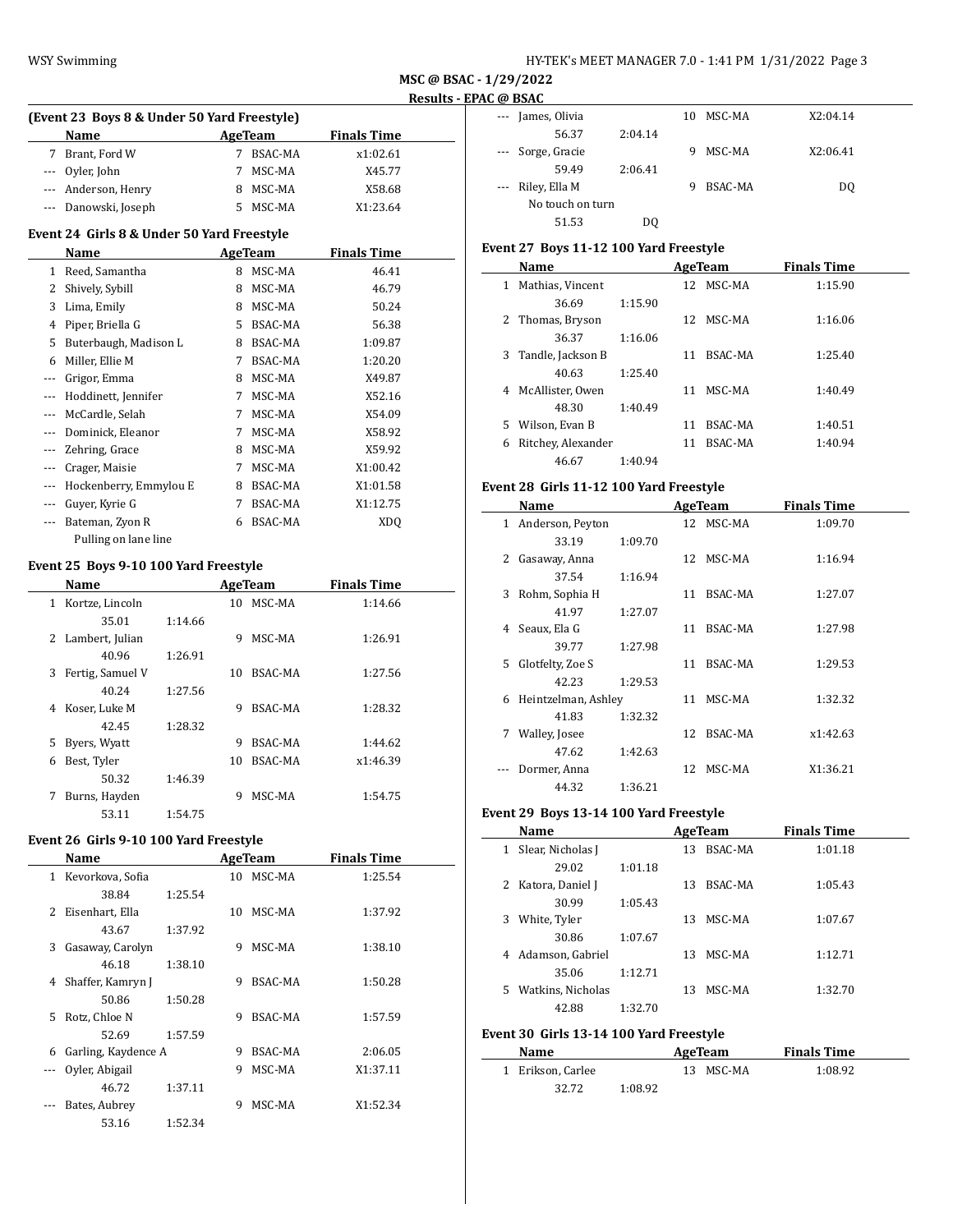**MSC @ BSAC - 1/29/2022**

**Results - EPAC @ BSAC**

#### (Event 23 Boys 8 & Under 50 Yard Freestyle)

| | Name | Age | Team | Finals Time |
|---|---|---|---|---|
| 7 | Brant, Ford W | 7 | BSAC-MA | x1:02.61 |
| --- | Oyler, John | 7 | MSC-MA | X45.77 |
| --- | Anderson, Henry | 8 | MSC-MA | X58.68 |
| --- | Danowski, Joseph | 5 | MSC-MA | X1:23.64 |

#### Event 24 Girls 8 & Under 50 Yard Freestyle

| | Name | Age | Team | Finals Time |
|---|---|---|---|---|
| 1 | Reed, Samantha | 8 | MSC-MA | 46.41 |
| 2 | Shively, Sybill | 8 | MSC-MA | 46.79 |
| 3 | Lima, Emily | 8 | MSC-MA | 50.24 |
| 4 | Piper, Briella G | 5 | BSAC-MA | 56.38 |
| 5 | Buterbaugh, Madison L | 8 | BSAC-MA | 1:09.87 |
| 6 | Miller, Ellie M | 7 | BSAC-MA | 1:20.20 |
| --- | Grigor, Emma | 8 | MSC-MA | X49.87 |
| --- | Hoddinett, Jennifer | 7 | MSC-MA | X52.16 |
| --- | McCardle, Selah | 7 | MSC-MA | X54.09 |
| --- | Dominick, Eleanor | 7 | MSC-MA | X58.92 |
| --- | Zehring, Grace | 8 | MSC-MA | X59.92 |
| --- | Crager, Maisie | 7 | MSC-MA | X1:00.42 |
| --- | Hockenberry, Emmylou E | 8 | BSAC-MA | X1:01.58 |
| --- | Guyer, Kyrie G | 7 | BSAC-MA | X1:12.75 |
| --- | Bateman, Zyon R | 6 | BSAC-MA | XDQ |
| | Pulling on lane line | | | |

#### Event 25 Boys 9-10 100 Yard Freestyle

| | Name | Age | Team | Finals Time |
|---|---|---|---|---|
| 1 | Kortze, Lincoln | 10 | MSC-MA | 1:14.66 |
| | 35.01 1:14.66 | | | |
| 2 | Lambert, Julian | 9 | MSC-MA | 1:26.91 |
| | 40.96 1:26.91 | | | |
| 3 | Fertig, Samuel V | 10 | BSAC-MA | 1:27.56 |
| | 40.24 1:27.56 | | | |
| 4 | Koser, Luke M | 9 | BSAC-MA | 1:28.32 |
| | 42.45 1:28.32 | | | |
| 5 | Byers, Wyatt | 9 | BSAC-MA | 1:44.62 |
| 6 | Best, Tyler | 10 | BSAC-MA | x1:46.39 |
| | 50.32 1:46.39 | | | |
| 7 | Burns, Hayden | 9 | MSC-MA | 1:54.75 |
| | 53.11 1:54.75 | | | |

#### Event 26 Girls 9-10 100 Yard Freestyle

| | Name | Age | Team | Finals Time |
|---|---|---|---|---|
| 1 | Kevorkova, Sofia | 10 | MSC-MA | 1:25.54 |
| | 38.84 1:25.54 | | | |
| 2 | Eisenhart, Ella | 10 | MSC-MA | 1:37.92 |
| | 43.67 1:37.92 | | | |
| 3 | Gasaway, Carolyn | 9 | MSC-MA | 1:38.10 |
| | 46.18 1:38.10 | | | |
| 4 | Shaffer, Kamryn J | 9 | BSAC-MA | 1:50.28 |
| | 50.86 1:50.28 | | | |
| 5 | Rotz, Chloe N | 9 | BSAC-MA | 1:57.59 |
| | 52.69 1:57.59 | | | |
| 6 | Garling, Kaydence A | 9 | BSAC-MA | 2:06.05 |
| --- | Oyler, Abigail | 9 | MSC-MA | X1:37.11 |
| | 46.72 1:37.11 | | | |
| --- | Bates, Aubrey | 9 | MSC-MA | X1:52.34 |
| | 53.16 1:52.34 | | | |
| --- | James, Olivia | 10 | MSC-MA | X2:04.14 |
| | 56.37 2:04.14 | | | |
| --- | Sorge, Gracie | 9 | MSC-MA | X2:06.41 |
| | 59.49 2:06.41 | | | |
| --- | Riley, Ella M | 9 | BSAC-MA | DQ |
| | No touch on turn | | | |
| | 51.53 DQ | | | |

#### Event 27 Boys 11-12 100 Yard Freestyle

| | Name | Age | Team | Finals Time |
|---|---|---|---|---|
| 1 | Mathias, Vincent | 12 | MSC-MA | 1:15.90 |
| | 36.69 1:15.90 | | | |
| 2 | Thomas, Bryson | 12 | MSC-MA | 1:16.06 |
| | 36.37 1:16.06 | | | |
| 3 | Tandle, Jackson B | 11 | BSAC-MA | 1:25.40 |
| | 40.63 1:25.40 | | | |
| 4 | McAllister, Owen | 11 | MSC-MA | 1:40.49 |
| | 48.30 1:40.49 | | | |
| 5 | Wilson, Evan B | 11 | BSAC-MA | 1:40.51 |
| 6 | Ritchey, Alexander | 11 | BSAC-MA | 1:40.94 |
| | 46.67 1:40.94 | | | |

#### Event 28 Girls 11-12 100 Yard Freestyle

| | Name | Age | Team | Finals Time |
|---|---|---|---|---|
| 1 | Anderson, Peyton | 12 | MSC-MA | 1:09.70 |
| | 33.19 1:09.70 | | | |
| 2 | Gasaway, Anna | 12 | MSC-MA | 1:16.94 |
| | 37.54 1:16.94 | | | |
| 3 | Rohm, Sophia H | 11 | BSAC-MA | 1:27.07 |
| | 41.97 1:27.07 | | | |
| 4 | Seaux, Ela G | 11 | BSAC-MA | 1:27.98 |
| | 39.77 1:27.98 | | | |
| 5 | Glotfelty, Zoe S | 11 | BSAC-MA | 1:29.53 |
| | 42.23 1:29.53 | | | |
| 6 | Heintzelman, Ashley | 11 | MSC-MA | 1:32.32 |
| | 41.83 1:32.32 | | | |
| 7 | Walley, Josee | 12 | BSAC-MA | x1:42.63 |
| | 47.62 1:42.63 | | | |
| --- | Dormer, Anna | 12 | MSC-MA | X1:36.21 |
| | 44.32 1:36.21 | | | |

#### Event 29 Boys 13-14 100 Yard Freestyle

| | Name | Age | Team | Finals Time |
|---|---|---|---|---|
| 1 | Slear, Nicholas J | 13 | BSAC-MA | 1:01.18 |
| | 29.02 1:01.18 | | | |
| 2 | Katora, Daniel J | 13 | BSAC-MA | 1:05.43 |
| | 30.99 1:05.43 | | | |
| 3 | White, Tyler | 13 | MSC-MA | 1:07.67 |
| | 30.86 1:07.67 | | | |
| 4 | Adamson, Gabriel | 13 | MSC-MA | 1:12.71 |
| | 35.06 1:12.71 | | | |
| 5 | Watkins, Nicholas | 13 | MSC-MA | 1:32.70 |
| | 42.88 1:32.70 | | | |

#### Event 30 Girls 13-14 100 Yard Freestyle

| | Name | Age | Team | Finals Time |
|---|---|---|---|---|
| 1 | Erikson, Carlee | 13 | MSC-MA | 1:08.92 |
| | 32.72 1:08.92 | | | |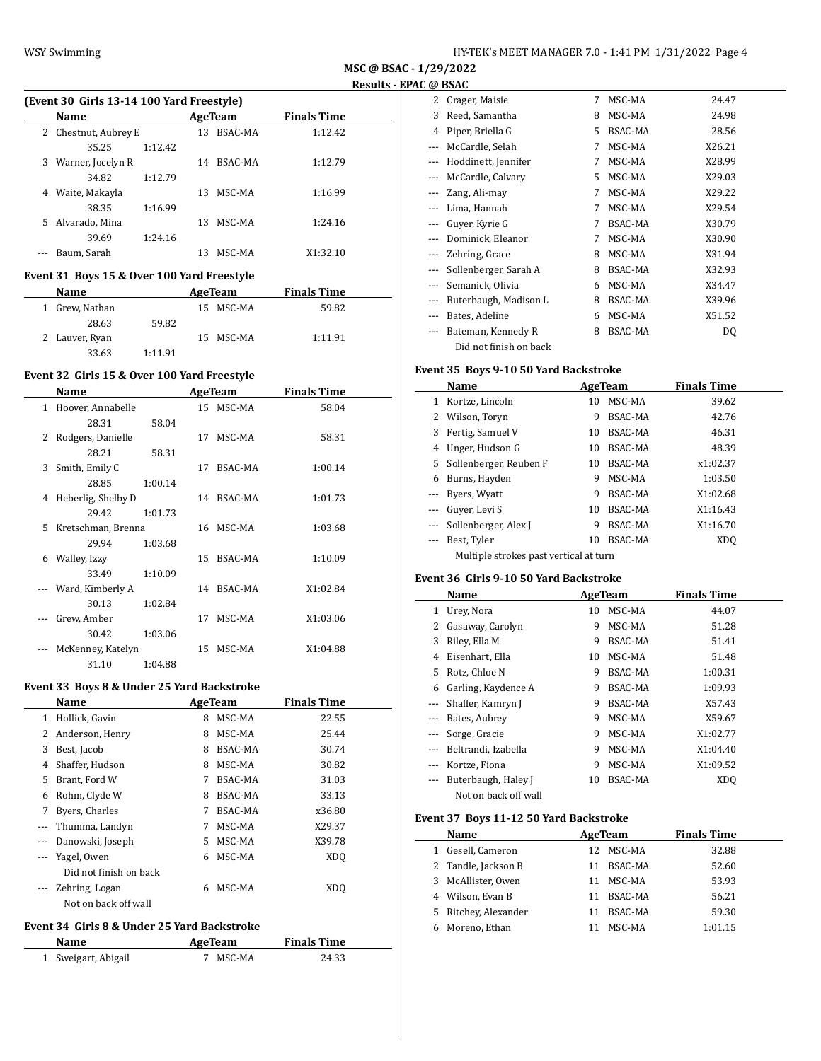MSC @ BSAC - 1/29/2022

**Results - EPAC @ BSAC**

### (Event 30 Girls 13-14 100 Yard Freestyle)

| | Name | | Age | Team | Finals Time |
|---|---|---|---|---|---|
| 2 | Chestnut, Aubrey E | | 13 | BSAC-MA | 1:12.42 |
| | 35.25 | 1:12.42 | | | |
| 3 | Warner, Jocelyn R | | 14 | BSAC-MA | 1:12.79 |
| | 34.82 | 1:12.79 | | | |
| 4 | Waite, Makayla | | 13 | MSC-MA | 1:16.99 |
| | 38.35 | 1:16.99 | | | |
| 5 | Alvarado, Mina | | 13 | MSC-MA | 1:24.16 |
| | 39.69 | 1:24.16 | | | |
| --- | Baum, Sarah | | 13 | MSC-MA | X1:32.10 |

### Event 31 Boys 15 & Over 100 Yard Freestyle

| | Name | | Age | Team | Finals Time |
|---|---|---|---|---|---|
| 1 | Grew, Nathan | | 15 | MSC-MA | 59.82 |
| | 28.63 | 59.82 | | | |
| 2 | Lauver, Ryan | | 15 | MSC-MA | 1:11.91 |
| | 33.63 | 1:11.91 | | | |

### Event 32 Girls 15 & Over 100 Yard Freestyle

| | Name | | Age | Team | Finals Time |
|---|---|---|---|---|---|
| 1 | Hoover, Annabelle | | 15 | MSC-MA | 58.04 |
| | 28.31 | 58.04 | | | |
| 2 | Rodgers, Danielle | | 17 | MSC-MA | 58.31 |
| | 28.21 | 58.31 | | | |
| 3 | Smith, Emily C | | 17 | BSAC-MA | 1:00.14 |
| | 28.85 | 1:00.14 | | | |
| 4 | Heberlig, Shelby D | | 14 | BSAC-MA | 1:01.73 |
| | 29.42 | 1:01.73 | | | |
| 5 | Kretschman, Brenna | | 16 | MSC-MA | 1:03.68 |
| | 29.94 | 1:03.68 | | | |
| 6 | Walley, Izzy | | 15 | BSAC-MA | 1:10.09 |
| | 33.49 | 1:10.09 | | | |
| --- | Ward, Kimberly A | | 14 | BSAC-MA | X1:02.84 |
| | 30.13 | 1:02.84 | | | |
| --- | Grew, Amber | | 17 | MSC-MA | X1:03.06 |
| | 30.42 | 1:03.06 | | | |
| --- | McKenney, Katelyn | | 15 | MSC-MA | X1:04.88 |
| | 31.10 | 1:04.88 | | | |

### Event 33 Boys 8 & Under 25 Yard Backstroke

| | Name | Age | Team | Finals Time |
|---|---|---|---|---|
| 1 | Hollick, Gavin | 8 | MSC-MA | 22.55 |
| 2 | Anderson, Henry | 8 | MSC-MA | 25.44 |
| 3 | Best, Jacob | 8 | BSAC-MA | 30.74 |
| 4 | Shaffer, Hudson | 8 | MSC-MA | 30.82 |
| 5 | Brant, Ford W | 7 | BSAC-MA | 31.03 |
| 6 | Rohm, Clyde W | 8 | BSAC-MA | 33.13 |
| 7 | Byers, Charles | 7 | BSAC-MA | x36.80 |
| --- | Thumma, Landyn | 7 | MSC-MA | X29.37 |
| --- | Danowski, Joseph | 5 | MSC-MA | X39.78 |
| --- | Yagel, Owen | 6 | MSC-MA | XDQ |
| | Did not finish on back | | | |
| --- | Zehring, Logan | 6 | MSC-MA | XDQ |
| | Not on back off wall | | | |

### Event 34 Girls 8 & Under 25 Yard Backstroke

| | Name | Age | Team | Finals Time |
|---|---|---|---|---|
| 1 | Sweigart, Abigail | 7 | MSC-MA | 24.33 |
| 2 | Crager, Maisie | 7 | MSC-MA | 24.47 |
| 3 | Reed, Samantha | 8 | MSC-MA | 24.98 |
| 4 | Piper, Briella G | 5 | BSAC-MA | 28.56 |
| --- | McCardle, Selah | 7 | MSC-MA | X26.21 |
| --- | Hoddinett, Jennifer | 7 | MSC-MA | X28.99 |
| --- | McCardle, Calvary | 5 | MSC-MA | X29.03 |
| --- | Zang, Ali-may | 7 | MSC-MA | X29.22 |
| --- | Lima, Hannah | 7 | MSC-MA | X29.54 |
| --- | Guyer, Kyrie G | 7 | BSAC-MA | X30.79 |
| --- | Dominick, Eleanor | 7 | MSC-MA | X30.90 |
| --- | Zehring, Grace | 8 | MSC-MA | X31.94 |
| --- | Sollenberger, Sarah A | 8 | BSAC-MA | X32.93 |
| --- | Semanick, Olivia | 6 | MSC-MA | X34.47 |
| --- | Buterbaugh, Madison L | 8 | BSAC-MA | X39.96 |
| --- | Bates, Adeline | 6 | MSC-MA | X51.52 |
| --- | Bateman, Kennedy R | 8 | BSAC-MA | DQ |
| | Did not finish on back | | | |

### Event 35 Boys 9-10 50 Yard Backstroke

| | Name | Age | Team | Finals Time |
|---|---|---|---|---|
| 1 | Kortze, Lincoln | 10 | MSC-MA | 39.62 |
| 2 | Wilson, Toryn | 9 | BSAC-MA | 42.76 |
| 3 | Fertig, Samuel V | 10 | BSAC-MA | 46.31 |
| 4 | Unger, Hudson G | 10 | BSAC-MA | 48.39 |
| 5 | Sollenberger, Reuben F | 10 | BSAC-MA | x1:02.37 |
| 6 | Burns, Hayden | 9 | MSC-MA | 1:03.50 |
| --- | Byers, Wyatt | 9 | BSAC-MA | X1:02.68 |
| --- | Guyer, Levi S | 10 | BSAC-MA | X1:16.43 |
| --- | Sollenberger, Alex J | 9 | BSAC-MA | X1:16.70 |
| --- | Best, Tyler | 10 | BSAC-MA | XDQ |
| | Multiple strokes past vertical at turn | | | |

### Event 36 Girls 9-10 50 Yard Backstroke

| | Name | Age | Team | Finals Time |
|---|---|---|---|---|
| 1 | Urey, Nora | 10 | MSC-MA | 44.07 |
| 2 | Gasaway, Carolyn | 9 | MSC-MA | 51.28 |
| 3 | Riley, Ella M | 9 | BSAC-MA | 51.41 |
| 4 | Eisenhart, Ella | 10 | MSC-MA | 51.48 |
| 5 | Rotz, Chloe N | 9 | BSAC-MA | 1:00.31 |
| 6 | Garling, Kaydence A | 9 | BSAC-MA | 1:09.93 |
| --- | Shaffer, Kamryn J | 9 | BSAC-MA | X57.43 |
| --- | Bates, Aubrey | 9 | MSC-MA | X59.67 |
| --- | Sorge, Gracie | 9 | MSC-MA | X1:02.77 |
| --- | Beltrandi, Izabella | 9 | MSC-MA | X1:04.40 |
| --- | Kortze, Fiona | 9 | MSC-MA | X1:09.52 |
| --- | Buterbaugh, Haley J | 10 | BSAC-MA | XDQ |
| | Not on back off wall | | | |

### Event 37 Boys 11-12 50 Yard Backstroke

| | Name | Age | Team | Finals Time |
|---|---|---|---|---|
| 1 | Gesell, Cameron | 12 | MSC-MA | 32.88 |
| 2 | Tandle, Jackson B | 11 | BSAC-MA | 52.60 |
| 3 | McAllister, Owen | 11 | MSC-MA | 53.93 |
| 4 | Wilson, Evan B | 11 | BSAC-MA | 56.21 |
| 5 | Ritchey, Alexander | 11 | BSAC-MA | 59.30 |
| 6 | Moreno, Ethan | 11 | MSC-MA | 1:01.15 |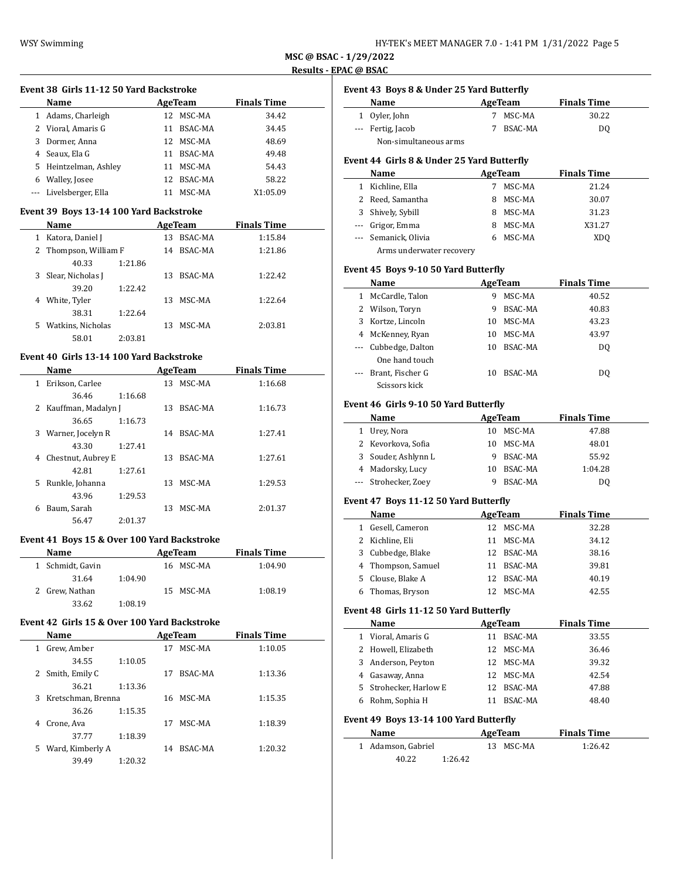**MSC @ BSAC - 1/29/2022**

**Results - EPAC @ BSAC**

### Event 38 Girls 11-12 50 Yard Backstroke

| | Name | Age | Team | Finals Time |
|---|---|---|---|---|
| 1 | Adams, Charleigh | 12 | MSC-MA | 34.42 |
| 2 | Vioral, Amaris G | 11 | BSAC-MA | 34.45 |
| 3 | Dormer, Anna | 12 | MSC-MA | 48.69 |
| 4 | Seaux, Ela G | 11 | BSAC-MA | 49.48 |
| 5 | Heintzelman, Ashley | 11 | MSC-MA | 54.43 |
| 6 | Walley, Josee | 12 | BSAC-MA | 58.22 |
| --- | Livelsberger, Ella | 11 | MSC-MA | X1:05.09 |

### Event 39 Boys 13-14 100 Yard Backstroke

| | Name | Age | Team | Finals Time |
|---|---|---|---|---|
| 1 | Katora, Daniel J | 13 | BSAC-MA | 1:15.84 |
| 2 | Thompson, William F | 14 | BSAC-MA | 1:21.86 |
| | 40.33 1:21.86 | | | |
| 3 | Slear, Nicholas J | 13 | BSAC-MA | 1:22.42 |
| | 39.20 1:22.42 | | | |
| 4 | White, Tyler | 13 | MSC-MA | 1:22.64 |
| | 38.31 1:22.64 | | | |
| 5 | Watkins, Nicholas | 13 | MSC-MA | 2:03.81 |
| | 58.01 2:03.81 | | | |

### Event 40 Girls 13-14 100 Yard Backstroke

| | Name | Age | Team | Finals Time |
|---|---|---|---|---|
| 1 | Erikson, Carlee | 13 | MSC-MA | 1:16.68 |
| | 36.46 1:16.68 | | | |
| 2 | Kauffman, Madalyn J | 13 | BSAC-MA | 1:16.73 |
| | 36.65 1:16.73 | | | |
| 3 | Warner, Jocelyn R | 14 | BSAC-MA | 1:27.41 |
| | 43.30 1:27.41 | | | |
| 4 | Chestnut, Aubrey E | 13 | BSAC-MA | 1:27.61 |
| | 42.81 1:27.61 | | | |
| 5 | Runkle, Johanna | 13 | MSC-MA | 1:29.53 |
| | 43.96 1:29.53 | | | |
| 6 | Baum, Sarah | 13 | MSC-MA | 2:01.37 |
| | 56.47 2:01.37 | | | |

### Event 41 Boys 15 & Over 100 Yard Backstroke

| | Name | Age | Team | Finals Time |
|---|---|---|---|---|
| 1 | Schmidt, Gavin | 16 | MSC-MA | 1:04.90 |
| | 31.64 1:04.90 | | | |
| 2 | Grew, Nathan | 15 | MSC-MA | 1:08.19 |
| | 33.62 1:08.19 | | | |

### Event 42 Girls 15 & Over 100 Yard Backstroke

| | Name | Age | Team | Finals Time |
|---|---|---|---|---|
| 1 | Grew, Amber | 17 | MSC-MA | 1:10.05 |
| | 34.55 1:10.05 | | | |
| 2 | Smith, Emily C | 17 | BSAC-MA | 1:13.36 |
| | 36.21 1:13.36 | | | |
| 3 | Kretschman, Brenna | 16 | MSC-MA | 1:15.35 |
| | 36.26 1:15.35 | | | |
| 4 | Crone, Ava | 17 | MSC-MA | 1:18.39 |
| | 37.77 1:18.39 | | | |
| 5 | Ward, Kimberly A | 14 | BSAC-MA | 1:20.32 |
| | 39.49 1:20.32 | | | |

### Event 43 Boys 8 & Under 25 Yard Butterfly

| | Name | Age | Team | Finals Time |
|---|---|---|---|---|
| 1 | Oyler, John | 7 | MSC-MA | 30.22 |
| --- | Fertig, Jacob | 7 | BSAC-MA | DQ |
| | Non-simultaneous arms | | | |

### Event 44 Girls 8 & Under 25 Yard Butterfly

| | Name | Age | Team | Finals Time |
|---|---|---|---|---|
| 1 | Kichline, Ella | 7 | MSC-MA | 21.24 |
| 2 | Reed, Samantha | 8 | MSC-MA | 30.07 |
| 3 | Shively, Sybill | 8 | MSC-MA | 31.23 |
| --- | Grigor, Emma | 8 | MSC-MA | X31.27 |
| --- | Semanick, Olivia | 6 | MSC-MA | XDQ |
| | Arms underwater recovery | | | |

### Event 45 Boys 9-10 50 Yard Butterfly

| | Name | Age | Team | Finals Time |
|---|---|---|---|---|
| 1 | McCardle, Talon | 9 | MSC-MA | 40.52 |
| 2 | Wilson, Toryn | 9 | BSAC-MA | 40.83 |
| 3 | Kortze, Lincoln | 10 | MSC-MA | 43.23 |
| 4 | McKenney, Ryan | 10 | MSC-MA | 43.97 |
| --- | Cubbedge, Dalton | 10 | BSAC-MA | DQ |
| | One hand touch | | | |
| --- | Brant, Fischer G | 10 | BSAC-MA | DQ |
| | Scissors kick | | | |

### Event 46 Girls 9-10 50 Yard Butterfly

| | Name | Age | Team | Finals Time |
|---|---|---|---|---|
| 1 | Urey, Nora | 10 | MSC-MA | 47.88 |
| 2 | Kevorkova, Sofia | 10 | MSC-MA | 48.01 |
| 3 | Souder, Ashlynn L | 9 | BSAC-MA | 55.92 |
| 4 | Madorsky, Lucy | 10 | BSAC-MA | 1:04.28 |
| --- | Strohecker, Zoey | 9 | BSAC-MA | DQ |

### Event 47 Boys 11-12 50 Yard Butterfly

| | Name | Age | Team | Finals Time |
|---|---|---|---|---|
| 1 | Gesell, Cameron | 12 | MSC-MA | 32.28 |
| 2 | Kichline, Eli | 11 | MSC-MA | 34.12 |
| 3 | Cubbedge, Blake | 12 | BSAC-MA | 38.16 |
| 4 | Thompson, Samuel | 11 | BSAC-MA | 39.81 |
| 5 | Clouse, Blake A | 12 | BSAC-MA | 40.19 |
| 6 | Thomas, Bryson | 12 | MSC-MA | 42.55 |

### Event 48 Girls 11-12 50 Yard Butterfly

| | Name | Age | Team | Finals Time |
|---|---|---|---|---|
| 1 | Vioral, Amaris G | 11 | BSAC-MA | 33.55 |
| 2 | Howell, Elizabeth | 12 | MSC-MA | 36.46 |
| 3 | Anderson, Peyton | 12 | MSC-MA | 39.32 |
| 4 | Gasaway, Anna | 12 | MSC-MA | 42.54 |
| 5 | Strohecker, Harlow E | 12 | BSAC-MA | 47.88 |
| 6 | Rohm, Sophia H | 11 | BSAC-MA | 48.40 |

### Event 49 Boys 13-14 100 Yard Butterfly

| | Name | Age | Team | Finals Time |
|---|---|---|---|---|
| 1 | Adamson, Gabriel | 13 | MSC-MA | 1:26.42 |
| | 40.22 1:26.42 | | | |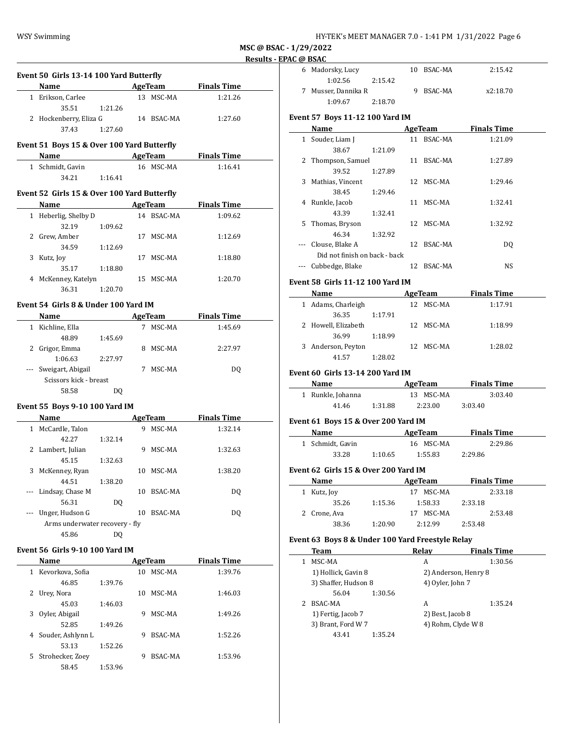MSC @ BSAC - 1/29/2022

Results - EPAC @ BSAC

### Event 50 Girls 13-14 100 Yard Butterfly

| | Name | Age | Team | Finals Time |
|---|---|---|---|---|
| 1 | Erikson, Carlee | 13 | MSC-MA | 1:21.26 |
| | 35.51 1:21.26 | | | |
| 2 | Hockenberry, Eliza G | 14 | BSAC-MA | 1:27.60 |
| | 37.43 1:27.60 | | | |

### Event 51 Boys 15 & Over 100 Yard Butterfly

| | Name | Age | Team | Finals Time |
|---|---|---|---|---|
| 1 | Schmidt, Gavin | 16 | MSC-MA | 1:16.41 |
| | 34.21 1:16.41 | | | |

### Event 52 Girls 15 & Over 100 Yard Butterfly

| | Name | Age | Team | Finals Time |
|---|---|---|---|---|
| 1 | Heberlig, Shelby D | 14 | BSAC-MA | 1:09.62 |
| | 32.19 1:09.62 | | | |
| 2 | Grew, Amber | 17 | MSC-MA | 1:12.69 |
| | 34.59 1:12.69 | | | |
| 3 | Kutz, Joy | 17 | MSC-MA | 1:18.80 |
| | 35.17 1:18.80 | | | |
| 4 | McKenney, Katelyn | 15 | MSC-MA | 1:20.70 |
| | 36.31 1:20.70 | | | |

### Event 54 Girls 8 & Under 100 Yard IM

| | Name | Age | Team | Finals Time |
|---|---|---|---|---|
| 1 | Kichline, Ella | 7 | MSC-MA | 1:45.69 |
| | 48.89 1:45.69 | | | |
| 2 | Grigor, Emma | 8 | MSC-MA | 2:27.97 |
| | 1:06.63 2:27.97 | | | |
| --- | Sweigart, Abigail | 7 | MSC-MA | DQ |
| | Scissors kick - breast | | | |
| | 58.58 DQ | | | |

### Event 55 Boys 9-10 100 Yard IM

| | Name | Age | Team | Finals Time |
|---|---|---|---|---|
| 1 | McCardle, Talon | 9 | MSC-MA | 1:32.14 |
| | 42.27 1:32.14 | | | |
| 2 | Lambert, Julian | 9 | MSC-MA | 1:32.63 |
| | 45.15 1:32.63 | | | |
| 3 | McKenney, Ryan | 10 | MSC-MA | 1:38.20 |
| | 44.51 1:38.20 | | | |
| --- | Lindsay, Chase M | 10 | BSAC-MA | DQ |
| | 56.31 DQ | | | |
| --- | Unger, Hudson G | 10 | BSAC-MA | DQ |
| | Arms underwater recovery - fly | | | |
| | 45.86 DQ | | | |

### Event 56 Girls 9-10 100 Yard IM

| | Name | Age | Team | Finals Time |
|---|---|---|---|---|
| 1 | Kevorkova, Sofia | 10 | MSC-MA | 1:39.76 |
| | 46.85 1:39.76 | | | |
| 2 | Urey, Nora | 10 | MSC-MA | 1:46.03 |
| | 45.03 1:46.03 | | | |
| 3 | Oyler, Abigail | 9 | MSC-MA | 1:49.26 |
| | 52.85 1:49.26 | | | |
| 4 | Souder, Ashlynn L | 9 | BSAC-MA | 1:52.26 |
| | 53.13 1:52.26 | | | |
| 5 | Strohecker, Zoey | 9 | BSAC-MA | 1:53.96 |
| | 58.45 1:53.96 | | | |
| 6 | Madorsky, Lucy | 10 | BSAC-MA | 2:15.42 |
| | 1:02.56 2:15.42 | | | |
| 7 | Musser, Dannika R | 9 | BSAC-MA | x2:18.70 |
| | 1:09.67 2:18.70 | | | |

### Event 57 Boys 11-12 100 Yard IM

| | Name | Age | Team | Finals Time |
|---|---|---|---|---|
| 1 | Souder, Liam J | 11 | BSAC-MA | 1:21.09 |
| | 38.67 1:21.09 | | | |
| 2 | Thompson, Samuel | 11 | BSAC-MA | 1:27.89 |
| | 39.52 1:27.89 | | | |
| 3 | Mathias, Vincent | 12 | MSC-MA | 1:29.46 |
| | 38.45 1:29.46 | | | |
| 4 | Runkle, Jacob | 11 | MSC-MA | 1:32.41 |
| | 43.39 1:32.41 | | | |
| 5 | Thomas, Bryson | 12 | MSC-MA | 1:32.92 |
| | 46.34 1:32.92 | | | |
| --- | Clouse, Blake A | 12 | BSAC-MA | DQ |
| | Did not finish on back - back | | | |
| --- | Cubbedge, Blake | 12 | BSAC-MA | NS |

### Event 58 Girls 11-12 100 Yard IM

| | Name | Age | Team | Finals Time |
|---|---|---|---|---|
| 1 | Adams, Charleigh | 12 | MSC-MA | 1:17.91 |
| | 36.35 1:17.91 | | | |
| 2 | Howell, Elizabeth | 12 | MSC-MA | 1:18.99 |
| | 36.99 1:18.99 | | | |
| 3 | Anderson, Peyton | 12 | MSC-MA | 1:28.02 |
| | 41.57 1:28.02 | | | |

### Event 60 Girls 13-14 200 Yard IM

| | Name | Age | Team | Finals Time |
|---|---|---|---|---|
| 1 | Runkle, Johanna | 13 | MSC-MA | 3:03.40 |
| | 41.46 1:31.88 2:23.00 3:03.40 | | | |

### Event 61 Boys 15 & Over 200 Yard IM

| | Name | Age | Team | Finals Time |
|---|---|---|---|---|
| 1 | Schmidt, Gavin | 16 | MSC-MA | 2:29.86 |
| | 33.28 1:10.65 1:55.83 2:29.86 | | | |

### Event 62 Girls 15 & Over 200 Yard IM

| | Name | Age | Team | Finals Time |
|---|---|---|---|---|
| 1 | Kutz, Joy | 17 | MSC-MA | 2:33.18 |
| | 35.26 1:15.36 1:58.33 2:33.18 | | | |
| 2 | Crone, Ava | 17 | MSC-MA | 2:53.48 |
| | 38.36 1:20.90 2:12.99 2:53.48 | | | |

### Event 63 Boys 8 & Under 100 Yard Freestyle Relay

| | Team | Relay | Finals Time |
|---|---|---|---|
| 1 | MSC-MA | A | 1:30.56 |
| | 1) Hollick, Gavin 8 | 2) Anderson, Henry 8 | |
| | 3) Shaffer, Hudson 8 | 4) Oyler, John 7 | |
| | 56.04 1:30.56 | | |
| 2 | BSAC-MA | A | 1:35.24 |
| | 1) Fertig, Jacob 7 | 2) Best, Jacob 8 | |
| | 3) Brant, Ford W 7 | 4) Rohm, Clyde W 8 | |
| | 43.41 1:35.24 | | |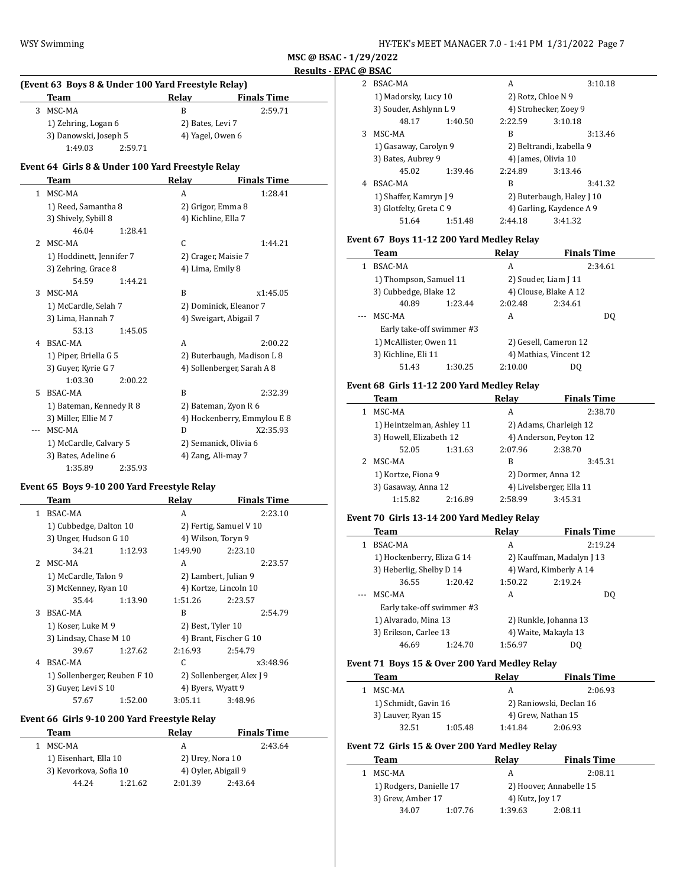**MSC @ BSAC - 1/29/2022**

**Results - EPAC @ BSAC**

### (Event 63 Boys 8 & Under 100 Yard Freestyle Relay)

| | Team | Relay | Finals Time |
|---|---|---|---|
| 3 | MSC-MA | B | 2:59.71 |

1) Zehring, Logan 6 2) Bates, Levi 7
3) Danowski, Joseph 5 4) Yagel, Owen 6
1:49.03 2:59.71

### Event 64 Girls 8 & Under 100 Yard Freestyle Relay

| | Team | Relay | Finals Time |
|---|---|---|---|
| 1 | MSC-MA | A | 1:28.41 |

1) Reed, Samantha 8 2) Grigor, Emma 8
3) Shively, Sybill 8 4) Kichline, Ella 7
46.04 1:28.41

| | Team | Relay | Finals Time |
|---|---|---|---|
| 2 | MSC-MA | C | 1:44.21 |

1) Hoddinett, Jennifer 7 2) Crager, Maisie 7
3) Zehring, Grace 8 4) Lima, Emily 8
54.59 1:44.21

| | Team | Relay | Finals Time |
|---|---|---|---|
| 3 | MSC-MA | B | x1:45.05 |

1) McCardle, Selah 7 2) Dominick, Eleanor 7
3) Lima, Hannah 7 4) Sweigart, Abigail 7
53.13 1:45.05

| | Team | Relay | Finals Time |
|---|---|---|---|
| 4 | BSAC-MA | A | 2:00.22 |

1) Piper, Briella G 5 2) Buterbaugh, Madison L 8
3) Guyer, Kyrie G 7 4) Sollenberger, Sarah A 8
1:03.30 2:00.22

| | Team | Relay | Finals Time |
|---|---|---|---|
| 5 | BSAC-MA | B | 2:32.39 |

1) Bateman, Kennedy R 8 2) Bateman, Zyon R 6
3) Miller, Ellie M 7 4) Hockenberry, Emmylou E 8

| | Team | Relay | Finals Time |
|---|---|---|---|
| --- | MSC-MA | D | X2:35.93 |

1) McCardle, Calvary 5 2) Semanick, Olivia 6
3) Bates, Adeline 6 4) Zang, Ali-may 7
1:35.89 2:35.93

### Event 65 Boys 9-10 200 Yard Freestyle Relay

| | Team | Relay | Finals Time |
|---|---|---|---|
| 1 | BSAC-MA | A | 2:23.10 |

1) Cubbedge, Dalton 10 2) Fertig, Samuel V 10
3) Unger, Hudson G 10 4) Wilson, Toryn 9
34.21 1:12.93 1:49.90 2:23.10

| | Team | Relay | Finals Time |
|---|---|---|---|
| 2 | MSC-MA | A | 2:23.57 |

1) McCardle, Talon 9 2) Lambert, Julian 9
3) McKenney, Ryan 10 4) Kortze, Lincoln 10
35.44 1:13.90 1:51.26 2:23.57

| | Team | Relay | Finals Time |
|---|---|---|---|
| 3 | BSAC-MA | B | 2:54.79 |

1) Koser, Luke M 9 2) Best, Tyler 10
3) Lindsay, Chase M 10 4) Brant, Fischer G 10
39.67 1:27.62 2:16.93 2:54.79

| | Team | Relay | Finals Time |
|---|---|---|---|
| 4 | BSAC-MA | C | x3:48.96 |

1) Sollenberger, Reuben F 10 2) Sollenberger, Alex J 9
3) Guyer, Levi S 10 4) Byers, Wyatt 9
57.67 1:52.00 3:05.11 3:48.96

### Event 66 Girls 9-10 200 Yard Freestyle Relay

| | Team | Relay | Finals Time |
|---|---|---|---|
| 1 | MSC-MA | A | 2:43.64 |

1) Eisenhart, Ella 10 2) Urey, Nora 10
3) Kevorkova, Sofia 10 4) Oyler, Abigail 9
44.24 1:21.62 2:01.39 2:43.64

| | Team | Relay | Finals Time |
|---|---|---|---|
| 2 | BSAC-MA | A | 3:10.18 |

1) Madorsky, Lucy 10 2) Rotz, Chloe N 9
3) Souder, Ashlynn L 9 4) Strohecker, Zoey 9
48.17 1:40.50 2:22.59 3:10.18

| | Team | Relay | Finals Time |
|---|---|---|---|
| 3 | MSC-MA | B | 3:13.46 |

1) Gasaway, Carolyn 9 2) Beltrandi, Izabella 9
3) Bates, Aubrey 9 4) James, Olivia 10
45.02 1:39.46 2:24.89 3:13.46

| | Team | Relay | Finals Time |
|---|---|---|---|
| 4 | BSAC-MA | B | 3:41.32 |

1) Shaffer, Kamryn J 9 2) Buterbaugh, Haley J 10
3) Glotfelty, Greta C 9 4) Garling, Kaydence A 9
51.64 1:51.48 2:44.18 3:41.32

### Event 67 Boys 11-12 200 Yard Medley Relay

| | Team | Relay | Finals Time |
|---|---|---|---|
| 1 | BSAC-MA | A | 2:34.61 |

1) Thompson, Samuel 11 2) Souder, Liam J 11
3) Cubbedge, Blake 12 4) Clouse, Blake A 12
40.89 1:23.44 2:02.48 2:34.61

| | Team | Relay | Finals Time |
|---|---|---|---|
| --- | MSC-MA | A | DQ |

Early take-off swimmer #3
1) McAllister, Owen 11 2) Gesell, Cameron 12
3) Kichline, Eli 11 4) Mathias, Vincent 12
51.43 1:30.25 2:10.00 DQ

### Event 68 Girls 11-12 200 Yard Medley Relay

| | Team | Relay | Finals Time |
|---|---|---|---|
| 1 | MSC-MA | A | 2:38.70 |

1) Heintzelman, Ashley 11 2) Adams, Charleigh 12
3) Howell, Elizabeth 12 4) Anderson, Peyton 12
52.05 1:31.63 2:07.96 2:38.70

| | Team | Relay | Finals Time |
|---|---|---|---|
| 2 | MSC-MA | B | 3:45.31 |

1) Kortze, Fiona 9 2) Dormer, Anna 12
3) Gasaway, Anna 12 4) Livelsberger, Ella 11
1:15.82 2:16.89 2:58.99 3:45.31

### Event 70 Girls 13-14 200 Yard Medley Relay

| | Team | Relay | Finals Time |
|---|---|---|---|
| 1 | BSAC-MA | A | 2:19.24 |

1) Hockenberry, Eliza G 14 2) Kauffman, Madalyn J 13
3) Heberlig, Shelby D 14 4) Ward, Kimberly A 14
36.55 1:20.42 1:50.22 2:19.24

| | Team | Relay | Finals Time |
|---|---|---|---|
| --- | MSC-MA | A | DQ |

Early take-off swimmer #3
1) Alvarado, Mina 13 2) Runkle, Johanna 13
3) Erikson, Carlee 13 4) Waite, Makayla 13
46.69 1:24.70 1:56.97 DQ

### Event 71 Boys 15 & Over 200 Yard Medley Relay

| | Team | Relay | Finals Time |
|---|---|---|---|
| 1 | MSC-MA | A | 2:06.93 |

1) Schmidt, Gavin 16 2) Raniowski, Declan 16
3) Lauver, Ryan 15 4) Grew, Nathan 15
32.51 1:05.48 1:41.84 2:06.93

### Event 72 Girls 15 & Over 200 Yard Medley Relay

| | Team | Relay | Finals Time |
|---|---|---|---|
| 1 | MSC-MA | A | 2:08.11 |

1) Rodgers, Danielle 17 2) Hoover, Annabelle 15
3) Grew, Amber 17 4) Kutz, Joy 17
34.07 1:07.76 1:39.63 2:08.11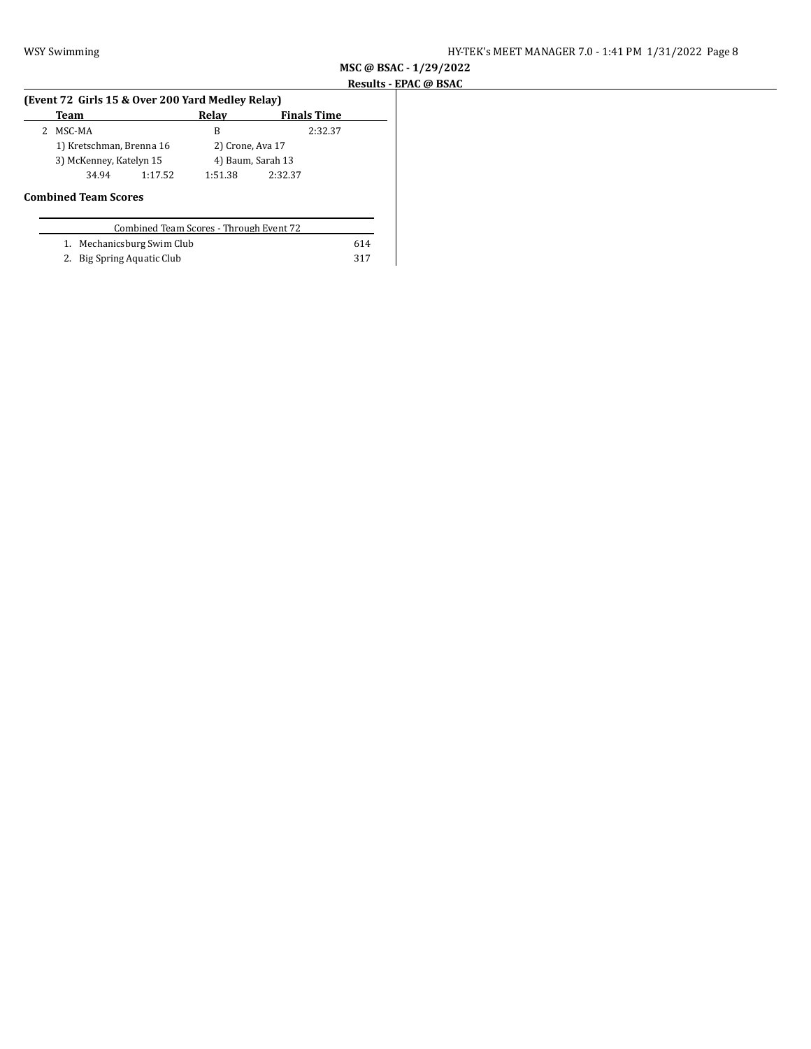**MSC @ BSAC - 1/29/2022**

**Results - EPAC @ BSAC**

### (Event 72 Girls 15 & Over 200 Yard Medley Relay)

| | Team | Relay | Finals Time |
|---|---|---|---|
| 2 | MSC-MA | B | 2:32.37 |

1) Kretschman, Brenna 16 2) Crone, Ava 17
3) McKenney, Katelyn 15 4) Baum, Sarah 13
34.94 1:17.52 1:51.38 2:32.37

### Combined Team Scores

| Combined Team Scores - Through Event 72 | | |
|---|---|---|
| 1. | Mechanicsburg Swim Club | 614 |
| 2. | Big Spring Aquatic Club | 317 |